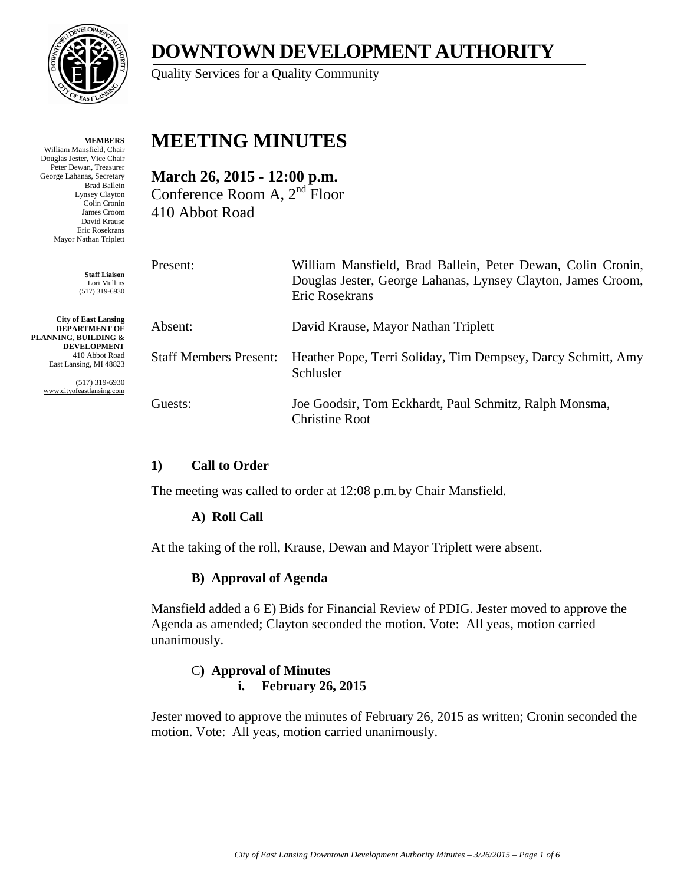# DOWNTOWN DEVELOPMENT AUTHORITY

Quality Services for a Quality Community

**MEMBERS**
William Mansfield, Chair
Douglas Jester, Vice Chair
Peter Dewan, Treasurer
George Lahanas, Secretary
Brad Ballein
Lynsey Clayton
Colin Cronin
James Croom
David Krause
Eric Rosekrans
Mayor Nathan Triplett

**Staff Liaison**
Lori Mullins
(517) 319-6930

**City of East Lansing**
**DEPARTMENT OF PLANNING, BUILDING & DEVELOPMENT**
410 Abbot Road
East Lansing, MI 48823

(517) 319-6930
www.cityofeastlansing.com

# MEETING MINUTES

**March 26, 2015 - 12:00 p.m.**
Conference Room A, 2nd Floor
410 Abbot Road

| | |
|---|---|
| Present: | William Mansfield, Brad Ballein, Peter Dewan, Colin Cronin, Douglas Jester, George Lahanas, Lynsey Clayton, James Croom, Eric Rosekrans |
| Absent: | David Krause, Mayor Nathan Triplett |
| Staff Members Present: | Heather Pope, Terri Soliday, Tim Dempsey, Darcy Schmitt, Amy Schlusler |
| Guests: | Joe Goodsir, Tom Eckhardt, Paul Schmitz, Ralph Monsma, Christine Root |

### 1) Call to Order

The meeting was called to order at 12:08 p.m. by Chair Mansfield.

#### A) Roll Call

At the taking of the roll, Krause, Dewan and Mayor Triplett were absent.

#### B) Approval of Agenda

Mansfield added a 6 E) Bids for Financial Review of PDIG. Jester moved to approve the Agenda as amended; Clayton seconded the motion. Vote: All yeas, motion carried unanimously.

#### C) Approval of Minutes

**i. February 26, 2015**

Jester moved to approve the minutes of February 26, 2015 as written; Cronin seconded the motion. Vote: All yeas, motion carried unanimously.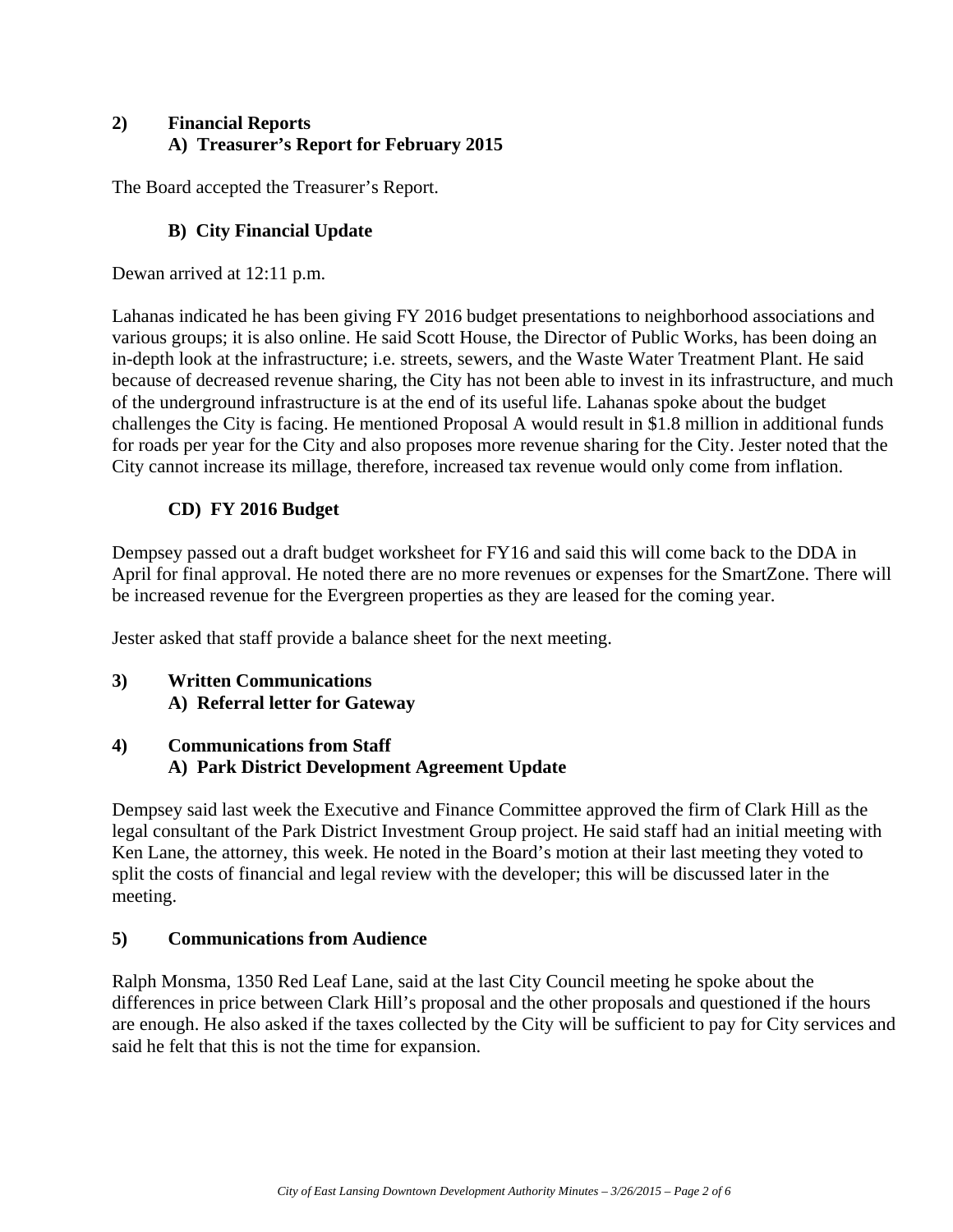**2) Financial Reports**
**A) Treasurer's Report for February 2015**

The Board accepted the Treasurer's Report.

**B) City Financial Update**

Dewan arrived at 12:11 p.m.

Lahanas indicated he has been giving FY 2016 budget presentations to neighborhood associations and various groups; it is also online. He said Scott House, the Director of Public Works, has been doing an in-depth look at the infrastructure; i.e. streets, sewers, and the Waste Water Treatment Plant. He said because of decreased revenue sharing, the City has not been able to invest in its infrastructure, and much of the underground infrastructure is at the end of its useful life. Lahanas spoke about the budget challenges the City is facing. He mentioned Proposal A would result in $1.8 million in additional funds for roads per year for the City and also proposes more revenue sharing for the City. Jester noted that the City cannot increase its millage, therefore, increased tax revenue would only come from inflation.

**CD) FY 2016 Budget**

Dempsey passed out a draft budget worksheet for FY16 and said this will come back to the DDA in April for final approval. He noted there are no more revenues or expenses for the SmartZone. There will be increased revenue for the Evergreen properties as they are leased for the coming year.

Jester asked that staff provide a balance sheet for the next meeting.

**3) Written Communications**
**A) Referral letter for Gateway**

**4) Communications from Staff**
**A) Park District Development Agreement Update**

Dempsey said last week the Executive and Finance Committee approved the firm of Clark Hill as the legal consultant of the Park District Investment Group project. He said staff had an initial meeting with Ken Lane, the attorney, this week. He noted in the Board's motion at their last meeting they voted to split the costs of financial and legal review with the developer; this will be discussed later in the meeting.

**5) Communications from Audience**

Ralph Monsma, 1350 Red Leaf Lane, said at the last City Council meeting he spoke about the differences in price between Clark Hill's proposal and the other proposals and questioned if the hours are enough. He also asked if the taxes collected by the City will be sufficient to pay for City services and said he felt that this is not the time for expansion.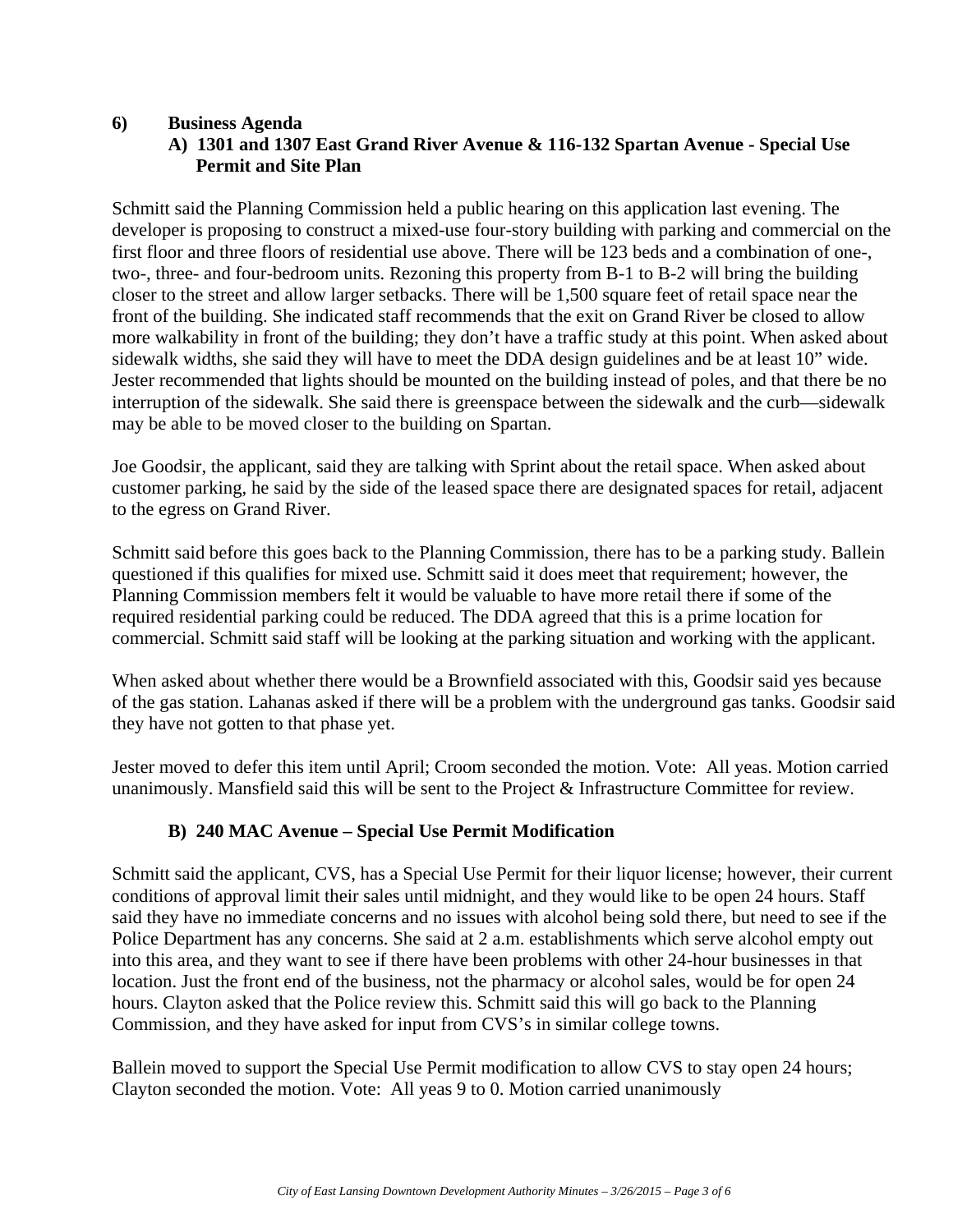## 6) Business Agenda

### A) 1301 and 1307 East Grand River Avenue & 116-132 Spartan Avenue - Special Use Permit and Site Plan

Schmitt said the Planning Commission held a public hearing on this application last evening. The developer is proposing to construct a mixed-use four-story building with parking and commercial on the first floor and three floors of residential use above. There will be 123 beds and a combination of one-, two-, three- and four-bedroom units. Rezoning this property from B-1 to B-2 will bring the building closer to the street and allow larger setbacks. There will be 1,500 square feet of retail space near the front of the building. She indicated staff recommends that the exit on Grand River be closed to allow more walkability in front of the building; they don't have a traffic study at this point. When asked about sidewalk widths, she said they will have to meet the DDA design guidelines and be at least 10" wide. Jester recommended that lights should be mounted on the building instead of poles, and that there be no interruption of the sidewalk. She said there is greenspace between the sidewalk and the curb—sidewalk may be able to be moved closer to the building on Spartan.

Joe Goodsir, the applicant, said they are talking with Sprint about the retail space. When asked about customer parking, he said by the side of the leased space there are designated spaces for retail, adjacent to the egress on Grand River.

Schmitt said before this goes back to the Planning Commission, there has to be a parking study. Ballein questioned if this qualifies for mixed use. Schmitt said it does meet that requirement; however, the Planning Commission members felt it would be valuable to have more retail there if some of the required residential parking could be reduced. The DDA agreed that this is a prime location for commercial. Schmitt said staff will be looking at the parking situation and working with the applicant.

When asked about whether there would be a Brownfield associated with this, Goodsir said yes because of the gas station. Lahanas asked if there will be a problem with the underground gas tanks. Goodsir said they have not gotten to that phase yet.

Jester moved to defer this item until April; Croom seconded the motion. Vote: All yeas. Motion carried unanimously. Mansfield said this will be sent to the Project & Infrastructure Committee for review.

### B) 240 MAC Avenue – Special Use Permit Modification

Schmitt said the applicant, CVS, has a Special Use Permit for their liquor license; however, their current conditions of approval limit their sales until midnight, and they would like to be open 24 hours. Staff said they have no immediate concerns and no issues with alcohol being sold there, but need to see if the Police Department has any concerns. She said at 2 a.m. establishments which serve alcohol empty out into this area, and they want to see if there have been problems with other 24-hour businesses in that location. Just the front end of the business, not the pharmacy or alcohol sales, would be for open 24 hours. Clayton asked that the Police review this. Schmitt said this will go back to the Planning Commission, and they have asked for input from CVS's in similar college towns.

Ballein moved to support the Special Use Permit modification to allow CVS to stay open 24 hours; Clayton seconded the motion. Vote: All yeas 9 to 0. Motion carried unanimously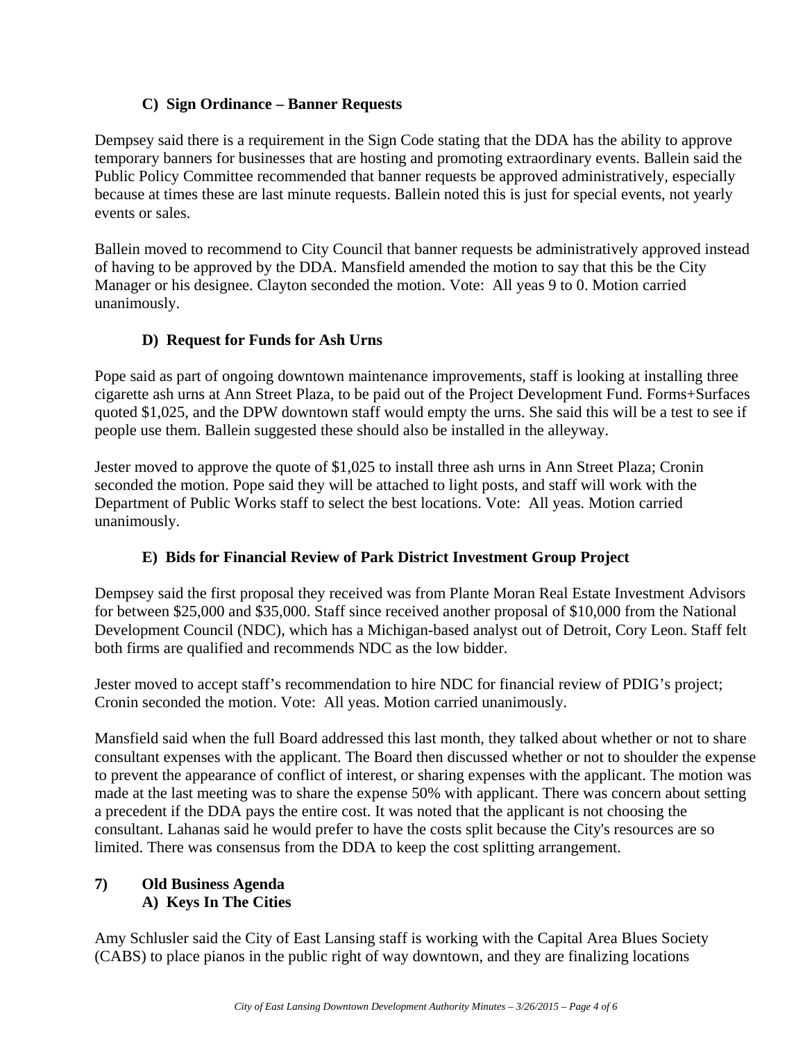### C) Sign Ordinance – Banner Requests

Dempsey said there is a requirement in the Sign Code stating that the DDA has the ability to approve temporary banners for businesses that are hosting and promoting extraordinary events. Ballein said the Public Policy Committee recommended that banner requests be approved administratively, especially because at times these are last minute requests. Ballein noted this is just for special events, not yearly events or sales.

Ballein moved to recommend to City Council that banner requests be administratively approved instead of having to be approved by the DDA. Mansfield amended the motion to say that this be the City Manager or his designee. Clayton seconded the motion. Vote: All yeas 9 to 0. Motion carried unanimously.

### D) Request for Funds for Ash Urns

Pope said as part of ongoing downtown maintenance improvements, staff is looking at installing three cigarette ash urns at Ann Street Plaza, to be paid out of the Project Development Fund. Forms+Surfaces quoted $1,025, and the DPW downtown staff would empty the urns. She said this will be a test to see if people use them. Ballein suggested these should also be installed in the alleyway.

Jester moved to approve the quote of $1,025 to install three ash urns in Ann Street Plaza; Cronin seconded the motion. Pope said they will be attached to light posts, and staff will work with the Department of Public Works staff to select the best locations. Vote: All yeas. Motion carried unanimously.

### E) Bids for Financial Review of Park District Investment Group Project

Dempsey said the first proposal they received was from Plante Moran Real Estate Investment Advisors for between $25,000 and $35,000. Staff since received another proposal of $10,000 from the National Development Council (NDC), which has a Michigan-based analyst out of Detroit, Cory Leon. Staff felt both firms are qualified and recommends NDC as the low bidder.

Jester moved to accept staff's recommendation to hire NDC for financial review of PDIG's project; Cronin seconded the motion. Vote: All yeas. Motion carried unanimously.

Mansfield said when the full Board addressed this last month, they talked about whether or not to share consultant expenses with the applicant. The Board then discussed whether or not to shoulder the expense to prevent the appearance of conflict of interest, or sharing expenses with the applicant. The motion was made at the last meeting was to share the expense 50% with applicant. There was concern about setting a precedent if the DDA pays the entire cost. It was noted that the applicant is not choosing the consultant. Lahanas said he would prefer to have the costs split because the City's resources are so limited. There was consensus from the DDA to keep the cost splitting arrangement.

## 7) Old Business Agenda

### A) Keys In The Cities

Amy Schlusler said the City of East Lansing staff is working with the Capital Area Blues Society (CABS) to place pianos in the public right of way downtown, and they are finalizing locations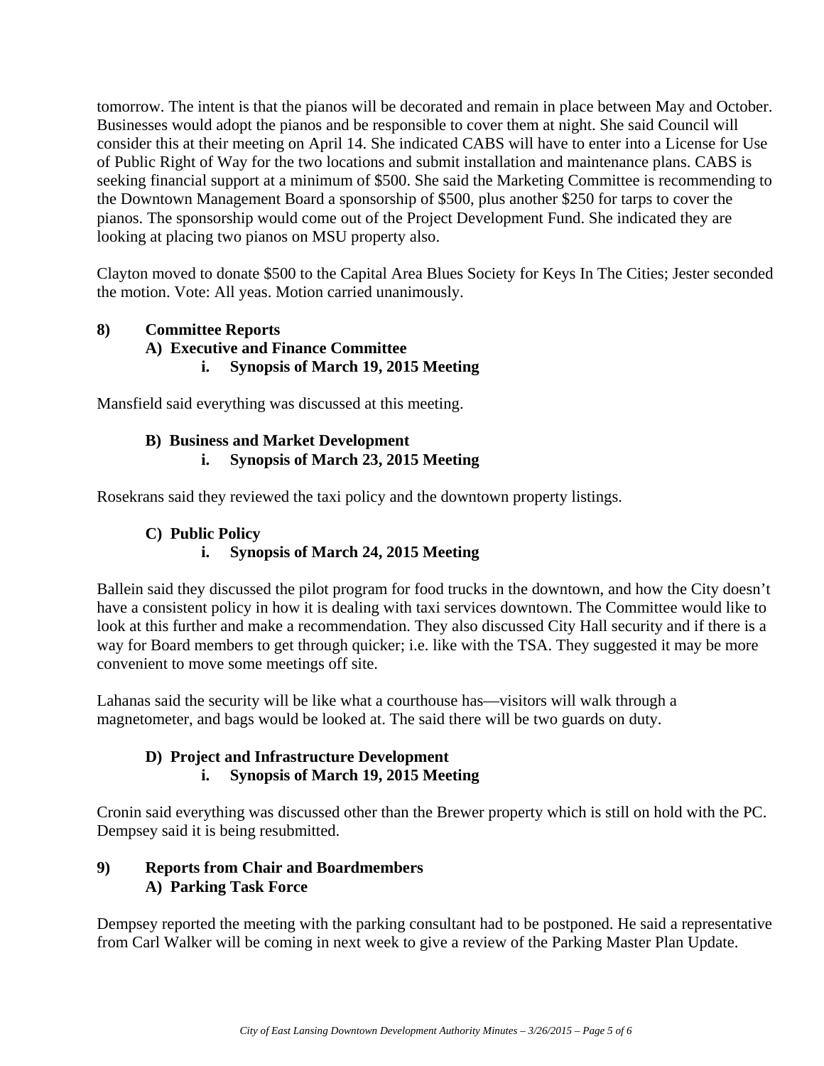tomorrow. The intent is that the pianos will be decorated and remain in place between May and October. Businesses would adopt the pianos and be responsible to cover them at night. She said Council will consider this at their meeting on April 14. She indicated CABS will have to enter into a License for Use of Public Right of Way for the two locations and submit installation and maintenance plans. CABS is seeking financial support at a minimum of $500. She said the Marketing Committee is recommending to the Downtown Management Board a sponsorship of $500, plus another $250 for tarps to cover the pianos. The sponsorship would come out of the Project Development Fund. She indicated they are looking at placing two pianos on MSU property also.

Clayton moved to donate $500 to the Capital Area Blues Society for Keys In The Cities; Jester seconded the motion. Vote: All yeas. Motion carried unanimously.

**8) Committee Reports**

**A) Executive and Finance Committee**

**i. Synopsis of March 19, 2015 Meeting**

Mansfield said everything was discussed at this meeting.

**B) Business and Market Development**

**i. Synopsis of March 23, 2015 Meeting**

Rosekrans said they reviewed the taxi policy and the downtown property listings.

**C) Public Policy**

**i. Synopsis of March 24, 2015 Meeting**

Ballein said they discussed the pilot program for food trucks in the downtown, and how the City doesn't have a consistent policy in how it is dealing with taxi services downtown. The Committee would like to look at this further and make a recommendation. They also discussed City Hall security and if there is a way for Board members to get through quicker; i.e. like with the TSA. They suggested it may be more convenient to move some meetings off site.

Lahanas said the security will be like what a courthouse has—visitors will walk through a magnetometer, and bags would be looked at. The said there will be two guards on duty.

**D) Project and Infrastructure Development**

**i. Synopsis of March 19, 2015 Meeting**

Cronin said everything was discussed other than the Brewer property which is still on hold with the PC. Dempsey said it is being resubmitted.

**9) Reports from Chair and Boardmembers**

**A) Parking Task Force**

Dempsey reported the meeting with the parking consultant had to be postponed. He said a representative from Carl Walker will be coming in next week to give a review of the Parking Master Plan Update.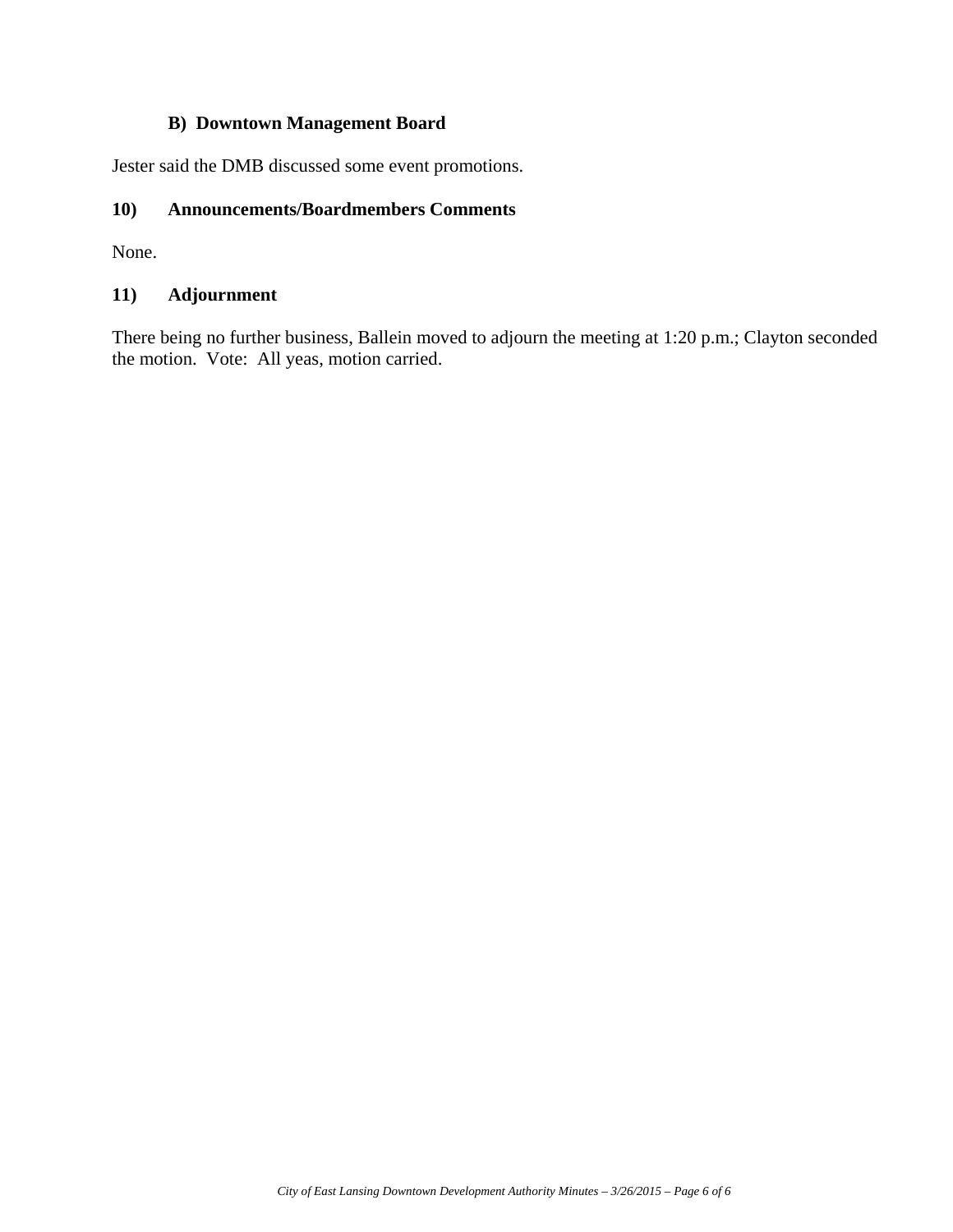### B) Downtown Management Board

Jester said the DMB discussed some event promotions.

### 10) Announcements/Boardmembers Comments

None.

### 11) Adjournment

There being no further business, Ballein moved to adjourn the meeting at 1:20 p.m.; Clayton seconded the motion. Vote: All yeas, motion carried.